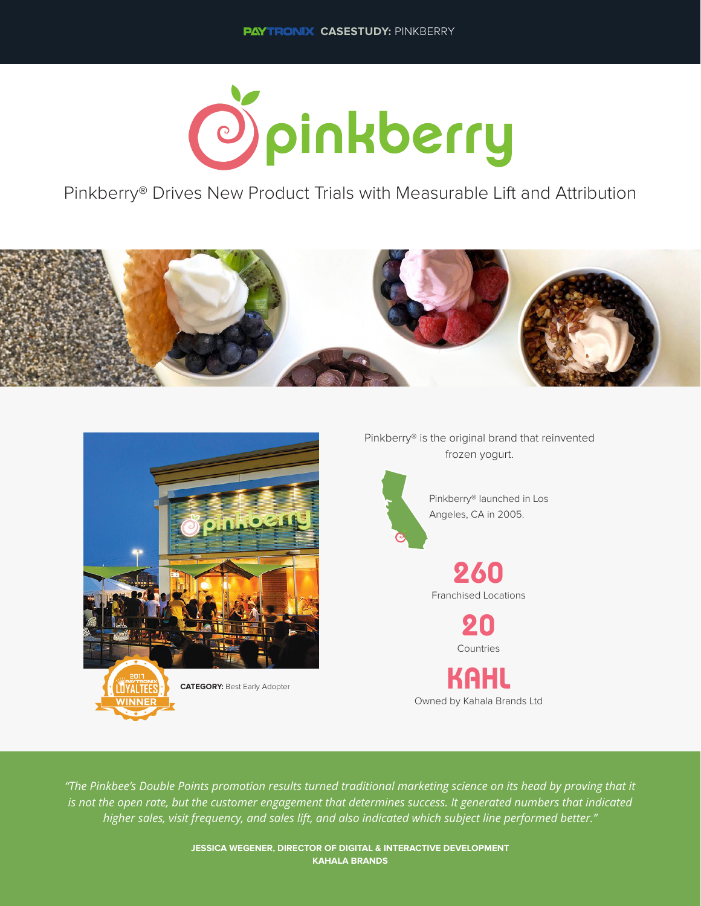**PAYTRONIX CASESTUDY:** PINKBERRY

# pinkberry

## Pinkberry® Drives New Product Trials with Measurable Lift and Attribution

2017 PAYTRONIX LOYALTEES WINNER

**CATEGORY:** Best Early Adopter

Pinkberry® is the original brand that reinvented frozen yogurt.

Pinkberry® launched in Los Angeles, CA in 2005.

**260**
Franchised Locations

**20**
Countries

**KAHL**
Owned by Kahala Brands Ltd

*"The Pinkbee's Double Points promotion results turned traditional marketing science on its head by proving that it is not the open rate, but the customer engagement that determines success. It generated numbers that indicated higher sales, visit frequency, and sales lift, and also indicated which subject line performed better."*

**JESSICA WEGENER, DIRECTOR OF DIGITAL & INTERACTIVE DEVELOPMENT**
**KAHALA BRANDS**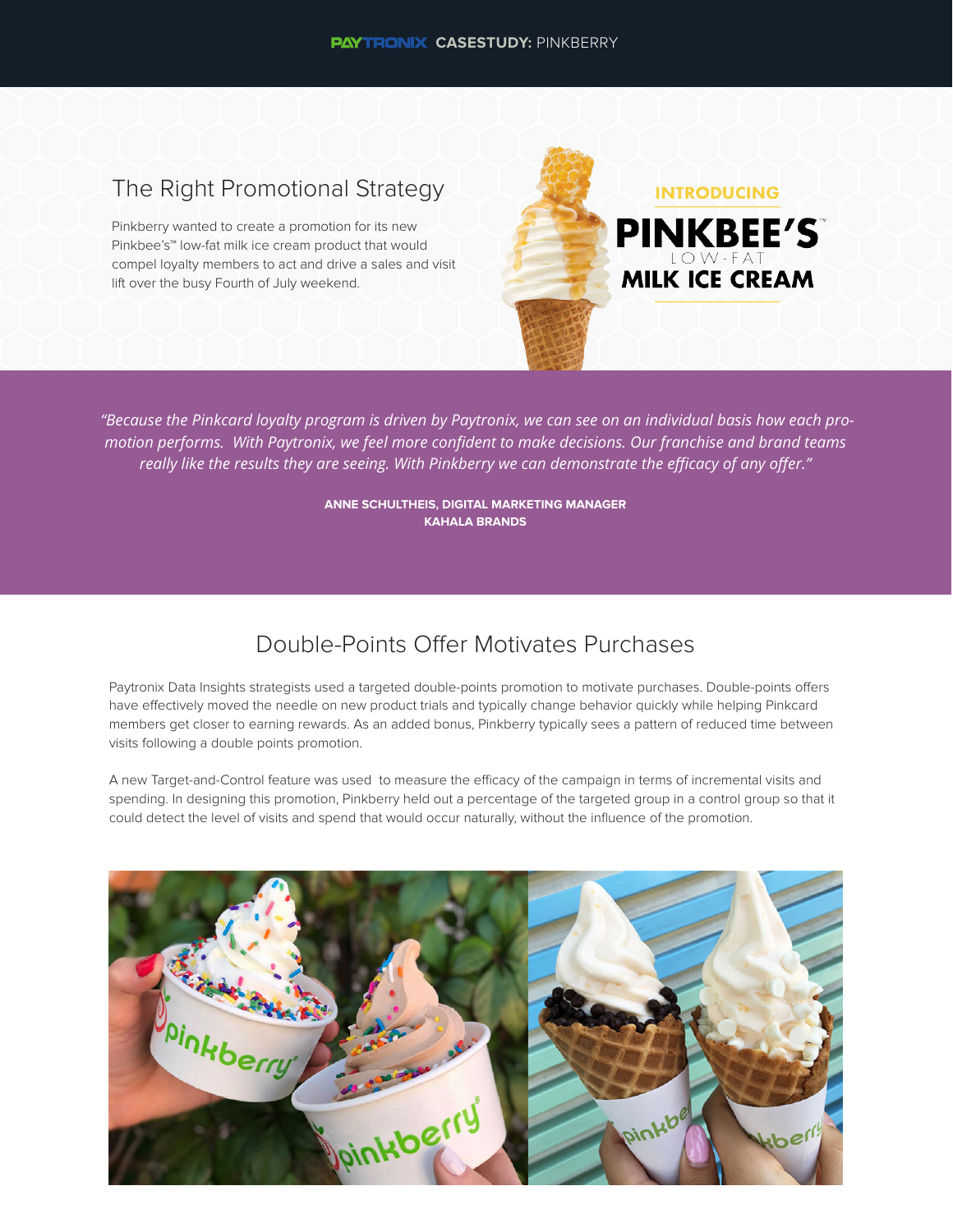## The Right Promotional Strategy

Pinkberry wanted to create a promotion for its new Pinkbee's™ low-fat milk ice cream product that would compel loyalty members to act and drive a sales and visit lift over the busy Fourth of July weekend.

*"Because the Pinkcard loyalty program is driven by Paytronix, we can see on an individual basis how each promotion performs. With Paytronix, we feel more confident to make decisions. Our franchise and brand teams really like the results they are seeing. With Pinkberry we can demonstrate the efficacy of any offer."*

**ANNE SCHULTHEIS, DIGITAL MARKETING MANAGER**
**KAHALA BRANDS**

## Double-Points Offer Motivates Purchases

Paytronix Data Insights strategists used a targeted double-points promotion to motivate purchases. Double-points offers have effectively moved the needle on new product trials and typically change behavior quickly while helping Pinkcard members get closer to earning rewards. As an added bonus, Pinkberry typically sees a pattern of reduced time between visits following a double points promotion.

A new Target-and-Control feature was used to measure the efficacy of the campaign in terms of incremental visits and spending. In designing this promotion, Pinkberry held out a percentage of the targeted group in a control group so that it could detect the level of visits and spend that would occur naturally, without the influence of the promotion.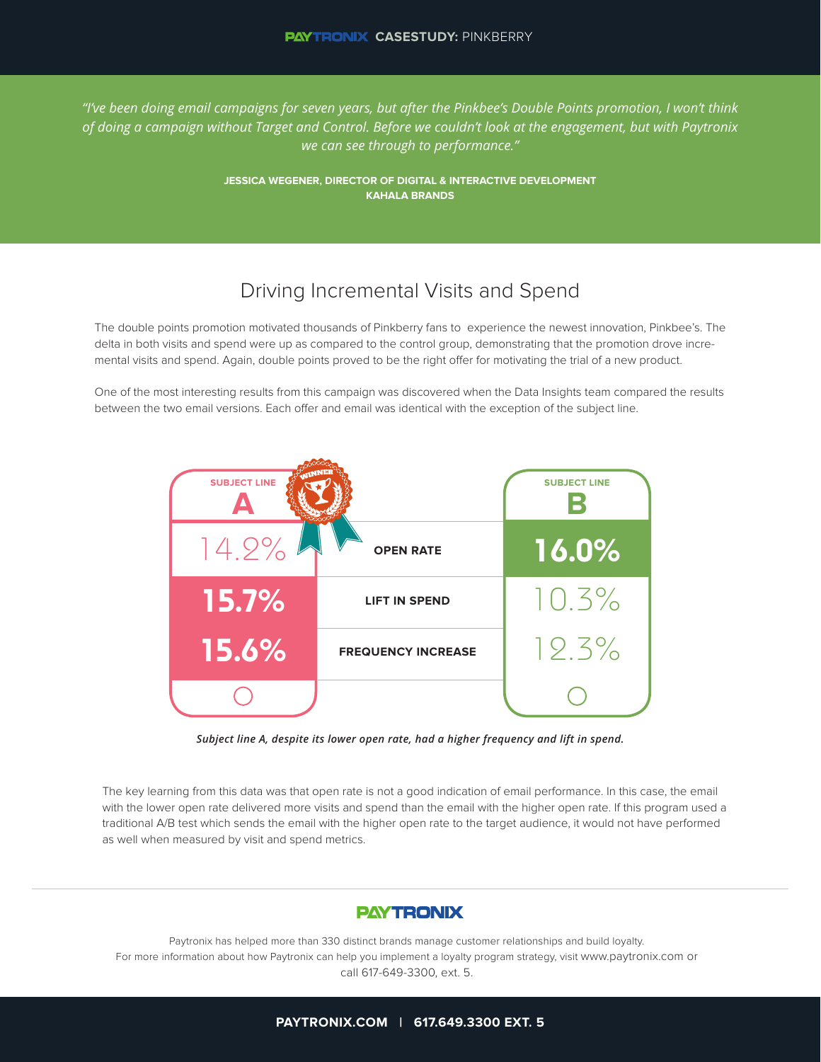PAYTRONIX **CASESTUDY:** PINKBERRY

*"I've been doing email campaigns for seven years, but after the Pinkbee's Double Points promotion, I won't think of doing a campaign without Target and Control. Before we couldn't look at the engagement, but with Paytronix we can see through to performance."*

**JESSICA WEGENER, DIRECTOR OF DIGITAL & INTERACTIVE DEVELOPMENT**
**KAHALA BRANDS**

## Driving Incremental Visits and Spend

The double points promotion motivated thousands of Pinkberry fans to experience the newest innovation, Pinkbee's. The delta in both visits and spend were up as compared to the control group, demonstrating that the promotion drove incremental visits and spend. Again, double points proved to be the right offer for motivating the trial of a new product.

One of the most interesting results from this campaign was discovered when the Data Insights team compared the results between the two email versions. Each offer and email was identical with the exception of the subject line.

| SUBJECT LINE A (WINNER) | | SUBJECT LINE B |
|---|---|---|
| 14.2% | OPEN RATE | **16.0%** |
| **15.7%** | LIFT IN SPEND | 10.3% |
| **15.6%** | FREQUENCY INCREASE | 12.3% |

***Subject line A, despite its lower open rate, had a higher frequency and lift in spend.***

The key learning from this data was that open rate is not a good indication of email performance. In this case, the email with the lower open rate delivered more visits and spend than the email with the higher open rate. If this program used a traditional A/B test which sends the email with the higher open rate to the target audience, it would not have performed as well when measured by visit and spend metrics.

PAYTRONIX

Paytronix has helped more than 330 distinct brands manage customer relationships and build loyalty.
For more information about how Paytronix can help you implement a loyalty program strategy, visit www.paytronix.com or call 617-649-3300, ext. 5.

**PAYTRONIX.COM | 617.649.3300 EXT. 5**